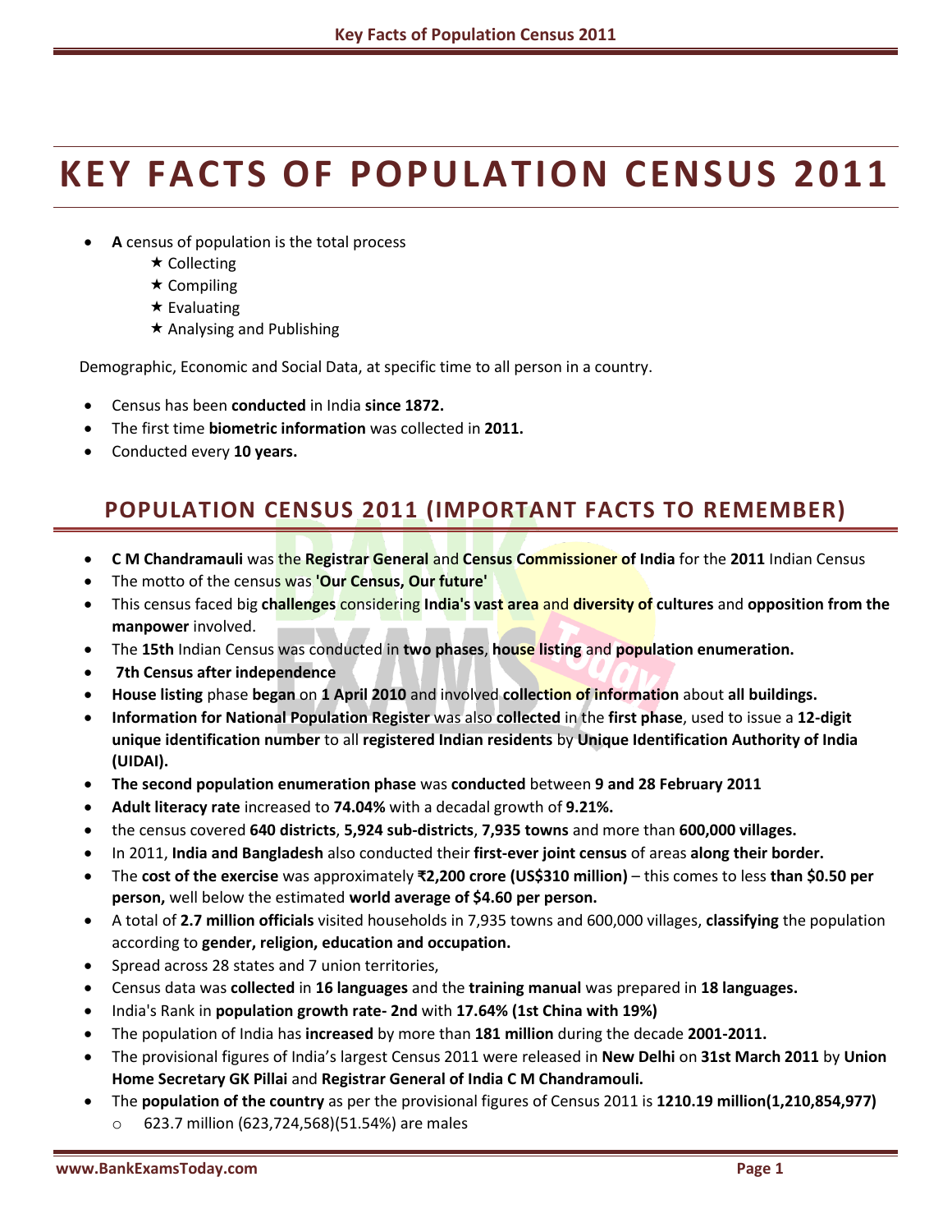# KEY FACTS OF POPULATION CENSUS 2011

- **A** census of population is the total process
  - ★ Collecting
  - ★ Compiling
  - ★ Evaluating
  - ★ Analysing and Publishing

Demographic, Economic and Social Data, at specific time to all person in a country.

- Census has been **conducted** in India **since 1872.**
- The first time **biometric information** was collected in **2011.**
- Conducted every **10 years.**

## POPULATION CENSUS 2011 (IMPORTANT FACTS TO REMEMBER)

- **C M Chandramauli** was the **Registrar General** and **Census Commissioner of India** for the **2011** Indian Census
- The motto of the census was **'Our Census, Our future'**
- This census faced big **challenges** considering **India's vast area** and **diversity of cultures** and **opposition from the manpower** involved.
- The **15th** Indian Census was conducted in **two phases**, **house listing** and **population enumeration.**
- **7th Census after independence**
- **House listing** phase **began** on **1 April 2010** and involved **collection of information** about **all buildings.**
- **Information for National Population Register** was also **collected** in the **first phase**, used to issue a **12-digit unique identification number** to all **registered Indian residents** by **Unique Identification Authority of India (UIDAI).**
- **The second population enumeration phase** was **conducted** between **9 and 28 February 2011**
- **Adult literacy rate** increased to **74.04%** with a decadal growth of **9.21%.**
- the census covered **640 districts**, **5,924 sub-districts**, **7,935 towns** and more than **600,000 villages.**
- In 2011, **India and Bangladesh** also conducted their **first-ever joint census** of areas **along their border.**
- The **cost of the exercise** was approximately **₹2,200 crore (US$310 million)** – this comes to less **than $0.50 per person,** well below the estimated **world average of $4.60 per person.**
- A total of **2.7 million officials** visited households in 7,935 towns and 600,000 villages, **classifying** the population according to **gender, religion, education and occupation.**
- Spread across 28 states and 7 union territories,
- Census data was **collected** in **16 languages** and the **training manual** was prepared in **18 languages.**
- India's Rank in **population growth rate- 2nd** with **17.64% (1st China with 19%)**
- The population of India has **increased** by more than **181 million** during the decade **2001-2011.**
- The provisional figures of India's largest Census 2011 were released in **New Delhi** on **31st March 2011** by **Union Home Secretary GK Pillai** and **Registrar General of India C M Chandramouli.**
- The **population of the country** as per the provisional figures of Census 2011 is **1210.19 million(1,210,854,977)**
  - 623.7 million (623,724,568)(51.54%) are males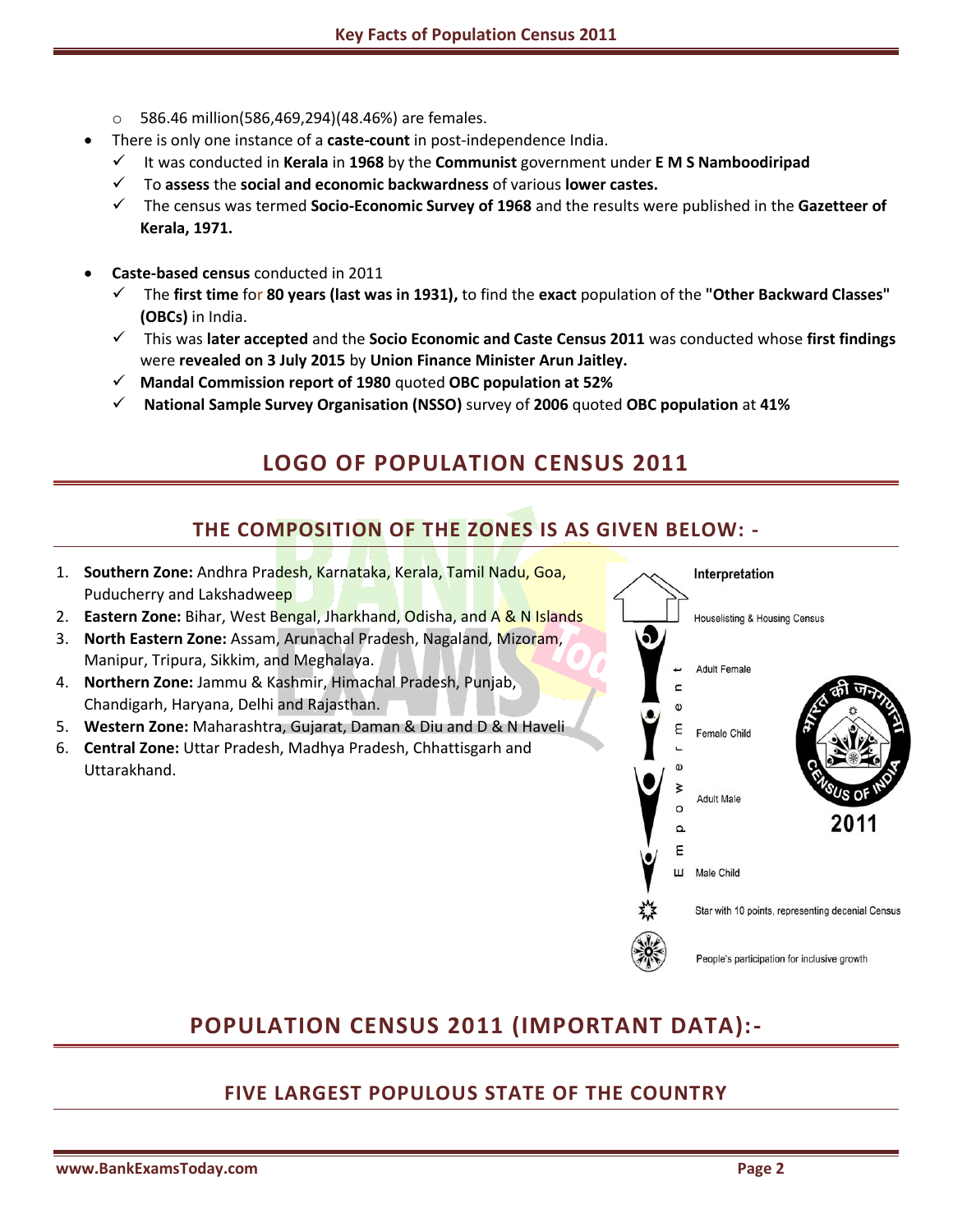- 586.46 million(586,469,294)(48.46%) are females.

- There is only one instance of a **caste-count** in post-independence India.
  - It was conducted in **Kerala** in **1968** by the **Communist** government under **E M S Namboodiripad**
  - To **assess** the **social and economic backwardness** of various **lower castes.**
  - The census was termed **Socio-Economic Survey of 1968** and the results were published in the **Gazetteer of Kerala, 1971.**

- **Caste-based census** conducted in 2011
  - The **first time** for **80 years (last was in 1931),** to find the **exact** population of the **"Other Backward Classes" (OBCs)** in India.
  - This was **later accepted** and the **Socio Economic and Caste Census 2011** was conducted whose **first findings** were **revealed on 3 July 2015** by **Union Finance Minister Arun Jaitley.**
  - **Mandal Commission report of 1980** quoted **OBC population at 52%**
  - **National Sample Survey Organisation (NSSO)** survey of **2006** quoted **OBC population** at **41%**

## LOGO OF POPULATION CENSUS 2011

### THE COMPOSITION OF THE ZONES IS AS GIVEN BELOW: -

1. **Southern Zone:** Andhra Pradesh, Karnataka, Kerala, Tamil Nadu, Goa, Puducherry and Lakshadweep
2. **Eastern Zone:** Bihar, West Bengal, Jharkhand, Odisha, and A & N Islands
3. **North Eastern Zone:** Assam, Arunachal Pradesh, Nagaland, Mizoram, Manipur, Tripura, Sikkim, and Meghalaya.
4. **Northern Zone:** Jammu & Kashmir, Himachal Pradesh, Punjab, Chandigarh, Haryana, Delhi and Rajasthan.
5. **Western Zone:** Maharashtra, Gujarat, Daman & Diu and D & N Haveli
6. **Central Zone:** Uttar Pradesh, Madhya Pradesh, Chhattisgarh and Uttarakhand.

Interpretation

Houselisting & Housing Census

Empowerment

Adult Female

Female Child

Adult Male

Male Child

Star with 10 points, representing decenial Census

People's participation for inclusive growth

भारत की जनगणना CENSUS OF INDIA 2011

## POPULATION CENSUS 2011 (IMPORTANT DATA):-

### FIVE LARGEST POPULOUS STATE OF THE COUNTRY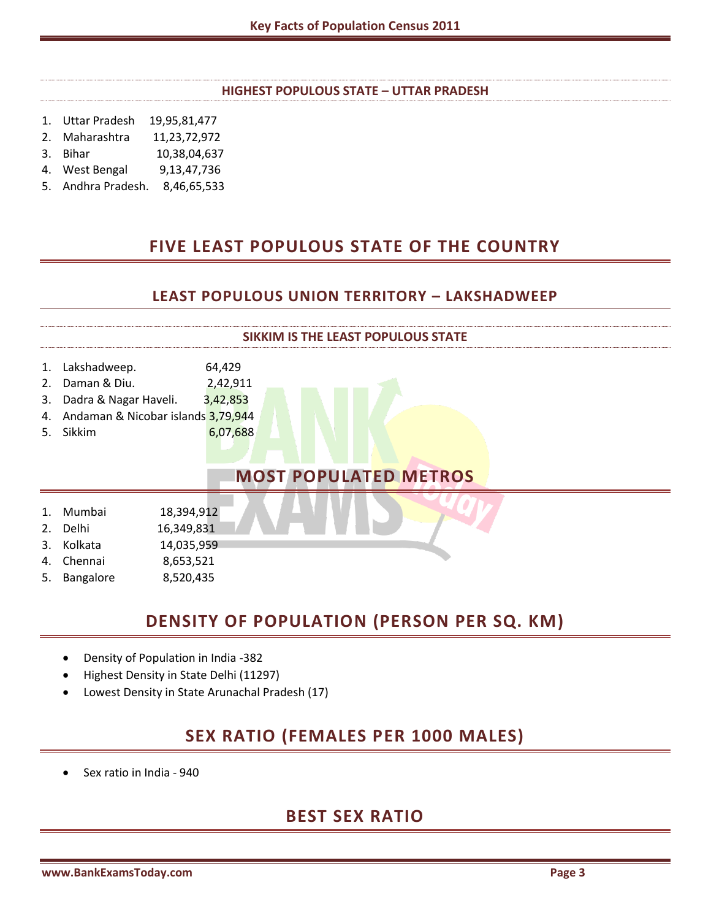### HIGHEST POPULOUS STATE – UTTAR PRADESH

1. Uttar Pradesh 19,95,81,477
2. Maharashtra 11,23,72,972
3. Bihar 10,38,04,637
4. West Bengal 9,13,47,736
5. Andhra Pradesh. 8,46,65,533

## FIVE LEAST POPULOUS STATE OF THE COUNTRY

### LEAST POPULOUS UNION TERRITORY – LAKSHADWEEP

### SIKKIM IS THE LEAST POPULOUS STATE

1. Lakshadweep. 64,429
2. Daman & Diu. 2,42,911
3. Dadra & Nagar Haveli. 3,42,853
4. Andaman & Nicobar islands 3,79,944
5. Sikkim 6,07,688

## MOST POPULATED METROS

1. Mumbai 18,394,912
2. Delhi 16,349,831
3. Kolkata 14,035,959
4. Chennai 8,653,521
5. Bangalore 8,520,435

## DENSITY OF POPULATION (PERSON PER SQ. KM)

- Density of Population in India -382
- Highest Density in State Delhi (11297)
- Lowest Density in State Arunachal Pradesh (17)

## SEX RATIO (FEMALES PER 1000 MALES)

- Sex ratio in India - 940

## BEST SEX RATIO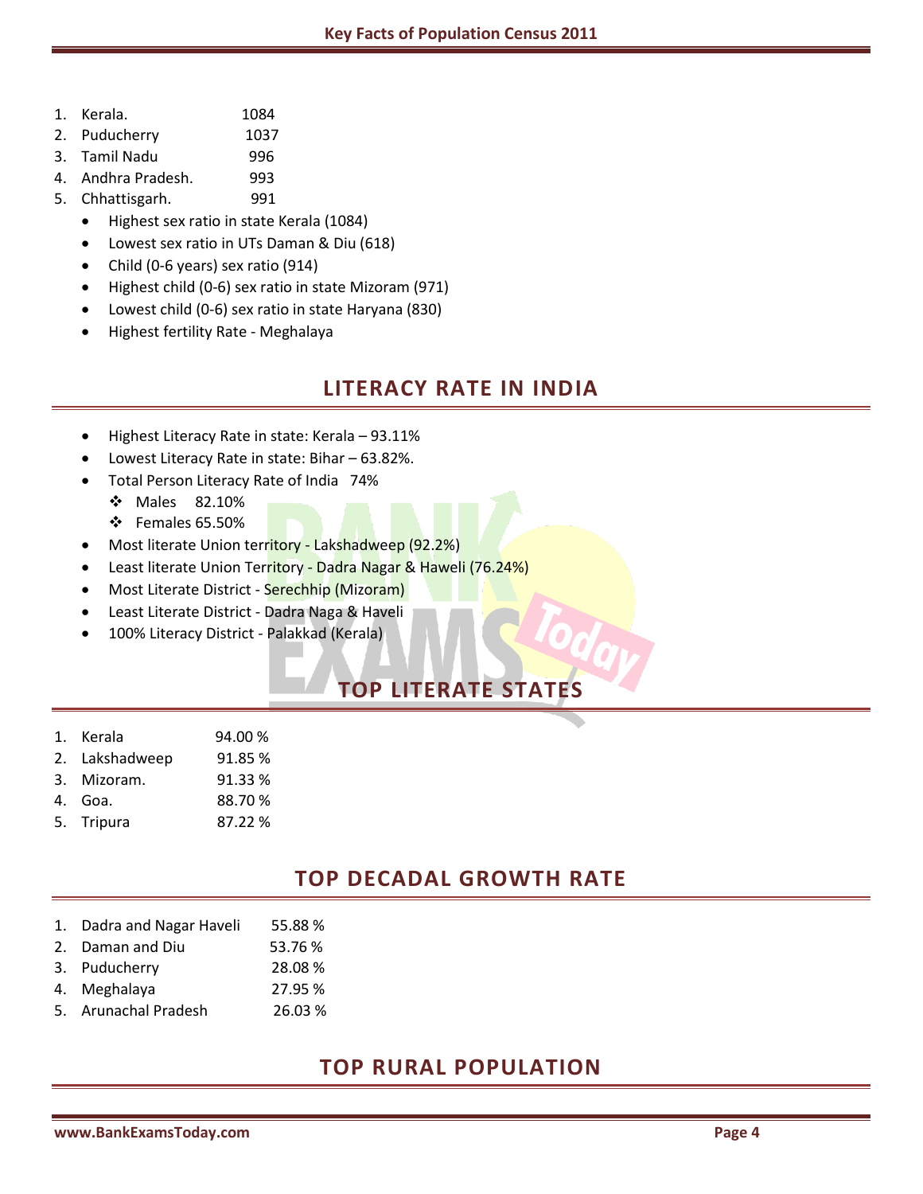1. Kerala. 1084
2. Puducherry 1037
3. Tamil Nadu 996
4. Andhra Pradesh. 993
5. Chhattisgarh. 991

- Highest sex ratio in state Kerala (1084)
- Lowest sex ratio in UTs Daman & Diu (618)
- Child (0-6 years) sex ratio (914)
- Highest child (0-6) sex ratio in state Mizoram (971)
- Lowest child (0-6) sex ratio in state Haryana (830)
- Highest fertility Rate - Meghalaya

## LITERACY RATE IN INDIA

- Highest Literacy Rate in state: Kerala – 93.11%
- Lowest Literacy Rate in state: Bihar – 63.82%.
- Total Person Literacy Rate of India 74%
  - Males 82.10%
  - Females 65.50%
- Most literate Union territory - Lakshadweep (92.2%)
- Least literate Union Territory - Dadra Nagar & Haweli (76.24%)
- Most Literate District - Serechhip (Mizoram)
- Least Literate District - Dadra Naga & Haveli
- 100% Literacy District - Palakkad (Kerala)

## TOP LITERATE STATES

1. Kerala 94.00 %
2. Lakshadweep 91.85 %
3. Mizoram. 91.33 %
4. Goa. 88.70 %
5. Tripura 87.22 %

## TOP DECADAL GROWTH RATE

1. Dadra and Nagar Haveli 55.88 %
2. Daman and Diu 53.76 %
3. Puducherry 28.08 %
4. Meghalaya 27.95 %
5. Arunachal Pradesh 26.03 %

## TOP RURAL POPULATION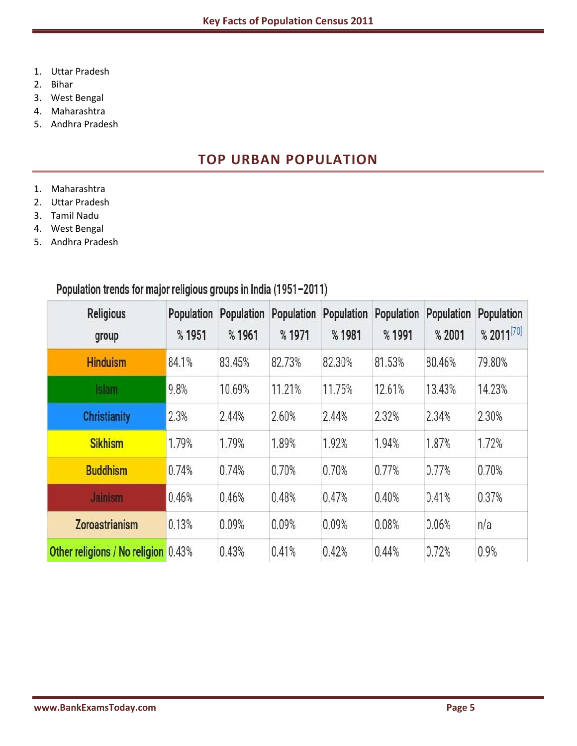1. Uttar Pradesh
2. Bihar
3. West Bengal
4. Maharashtra
5. Andhra Pradesh

## TOP URBAN POPULATION

1. Maharashtra
2. Uttar Pradesh
3. Tamil Nadu
4. West Bengal
5. Andhra Pradesh

Population trends for major religious groups in India (1951–2011)

| Religious group | Population % 1951 | Population % 1961 | Population % 1971 | Population % 1981 | Population % 1991 | Population % 2001 | Population % 2011[70] |
|---|---|---|---|---|---|---|---|
| Hinduism | 84.1% | 83.45% | 82.73% | 82.30% | 81.53% | 80.46% | 79.80% |
| Islam | 9.8% | 10.69% | 11.21% | 11.75% | 12.61% | 13.43% | 14.23% |
| Christianity | 2.3% | 2.44% | 2.60% | 2.44% | 2.32% | 2.34% | 2.30% |
| Sikhism | 1.79% | 1.79% | 1.89% | 1.92% | 1.94% | 1.87% | 1.72% |
| Buddhism | 0.74% | 0.74% | 0.70% | 0.70% | 0.77% | 0.77% | 0.70% |
| Jainism | 0.46% | 0.46% | 0.48% | 0.47% | 0.40% | 0.41% | 0.37% |
| Zoroastrianism | 0.13% | 0.09% | 0.09% | 0.09% | 0.08% | 0.06% | n/a |
| Other religions / No religion | 0.43% | 0.43% | 0.41% | 0.42% | 0.44% | 0.72% | 0.9% |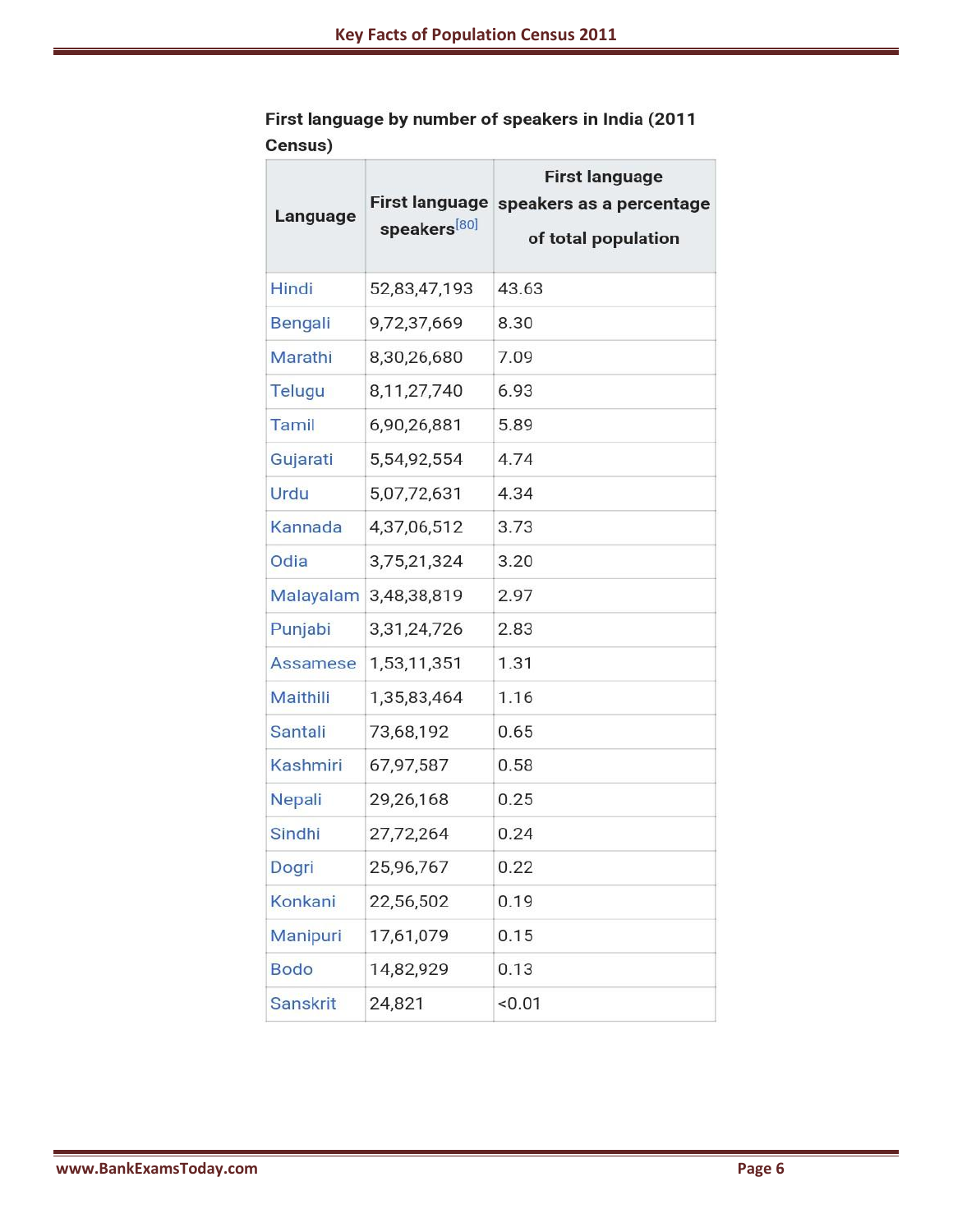**First language by number of speakers in India (2011 Census)**

| Language | First language speakers[80] | First language speakers as a percentage of total population |
|---|---|---|
| Hindi | 52,83,47,193 | 43.63 |
| Bengali | 9,72,37,669 | 8.30 |
| Marathi | 8,30,26,680 | 7.09 |
| Telugu | 8,11,27,740 | 6.93 |
| Tamil | 6,90,26,881 | 5.89 |
| Gujarati | 5,54,92,554 | 4.74 |
| Urdu | 5,07,72,631 | 4.34 |
| Kannada | 4,37,06,512 | 3.73 |
| Odia | 3,75,21,324 | 3.20 |
| Malayalam | 3,48,38,819 | 2.97 |
| Punjabi | 3,31,24,726 | 2.83 |
| Assamese | 1,53,11,351 | 1.31 |
| Maithili | 1,35,83,464 | 1.16 |
| Santali | 73,68,192 | 0.65 |
| Kashmiri | 67,97,587 | 0.58 |
| Nepali | 29,26,168 | 0.25 |
| Sindhi | 27,72,264 | 0.24 |
| Dogri | 25,96,767 | 0.22 |
| Konkani | 22,56,502 | 0.19 |
| Manipuri | 17,61,079 | 0.15 |
| Bodo | 14,82,929 | 0.13 |
| Sanskrit | 24,821 | <0.01 |